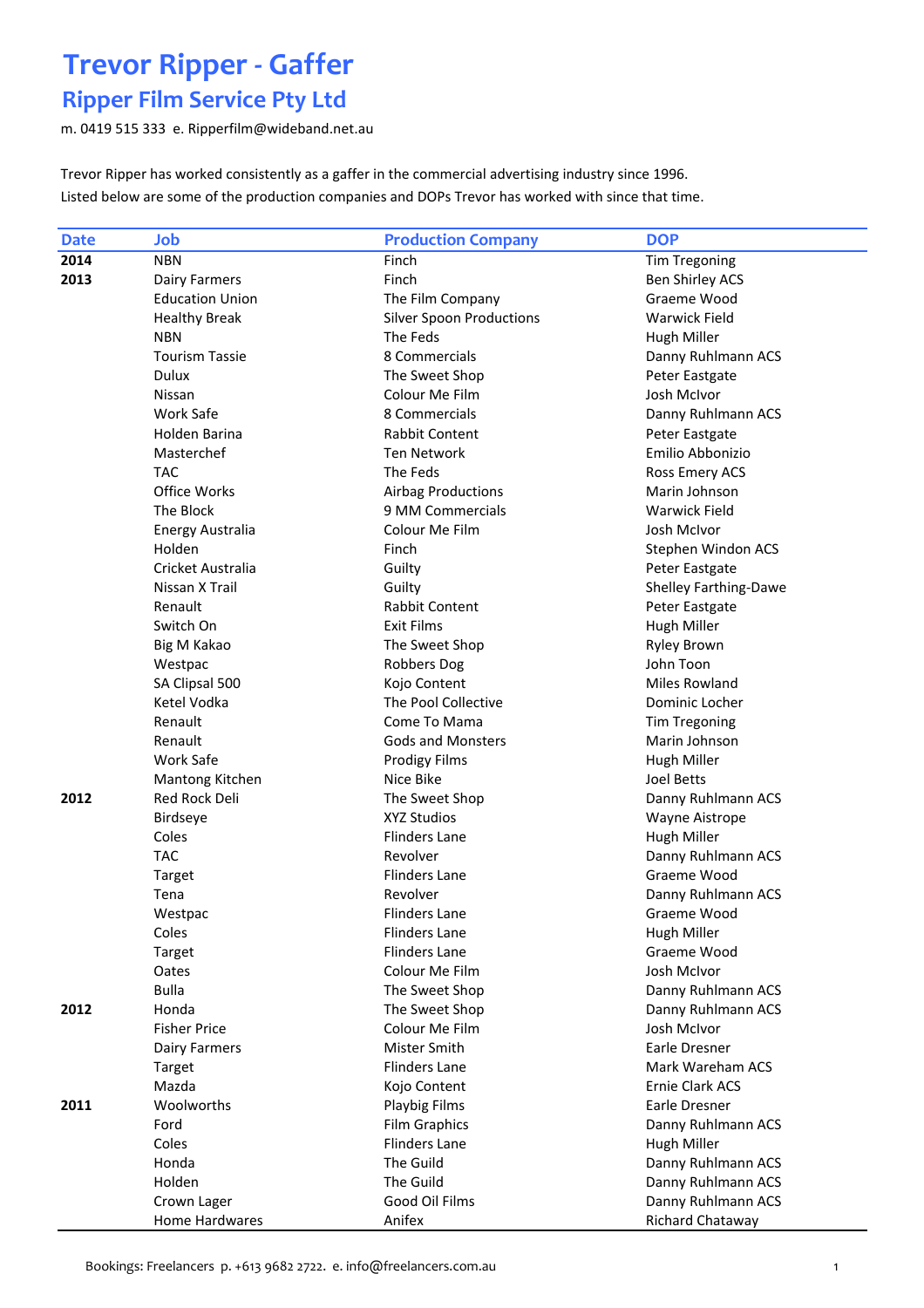# Trevor Ripper - Gaffer

## Ripper Film Service Pty Ltd

m. 0419 515 333 e. Ripperfilm@wideband.net.au

Trevor Ripper has worked consistently as a gaffer in the commercial advertising industry since 1996.
Listed below are some of the production companies and DOPs Trevor has worked with since that time.

| Date | Job | Production Company | DOP |
|---|---|---|---|
| **2014** | NBN | Finch | Tim Tregoning |
| **2013** | Dairy Farmers | Finch | Ben Shirley ACS |
| | Education Union | The Film Company | Graeme Wood |
| | Healthy Break | Silver Spoon Productions | Warwick Field |
| | NBN | The Feds | Hugh Miller |
| | Tourism Tassie | 8 Commercials | Danny Ruhlmann ACS |
| | Dulux | The Sweet Shop | Peter Eastgate |
| | Nissan | Colour Me Film | Josh McIvor |
| | Work Safe | 8 Commercials | Danny Ruhlmann ACS |
| | Holden Barina | Rabbit Content | Peter Eastgate |
| | Masterchef | Ten Network | Emilio Abbonizio |
| | TAC | The Feds | Ross Emery ACS |
| | Office Works | Airbag Productions | Marin Johnson |
| | The Block | 9 MM Commercials | Warwick Field |
| | Energy Australia | Colour Me Film | Josh McIvor |
| | Holden | Finch | Stephen Windon ACS |
| | Cricket Australia | Guilty | Peter Eastgate |
| | Nissan X Trail | Guilty | Shelley Farthing-Dawe |
| | Renault | Rabbit Content | Peter Eastgate |
| | Switch On | Exit Films | Hugh Miller |
| | Big M Kakao | The Sweet Shop | Ryley Brown |
| | Westpac | Robbers Dog | John Toon |
| | SA Clipsal 500 | Kojo Content | Miles Rowland |
| | Ketel Vodka | The Pool Collective | Dominic Locher |
| | Renault | Come To Mama | Tim Tregoning |
| | Renault | Gods and Monsters | Marin Johnson |
| | Work Safe | Prodigy Films | Hugh Miller |
| | Mantong Kitchen | Nice Bike | Joel Betts |
| **2012** | Red Rock Deli | The Sweet Shop | Danny Ruhlmann ACS |
| | Birdseye | XYZ Studios | Wayne Aistrope |
| | Coles | Flinders Lane | Hugh Miller |
| | TAC | Revolver | Danny Ruhlmann ACS |
| | Target | Flinders Lane | Graeme Wood |
| | Tena | Revolver | Danny Ruhlmann ACS |
| | Westpac | Flinders Lane | Graeme Wood |
| | Coles | Flinders Lane | Hugh Miller |
| | Target | Flinders Lane | Graeme Wood |
| | Oates | Colour Me Film | Josh McIvor |
| | Bulla | The Sweet Shop | Danny Ruhlmann ACS |
| **2012** | Honda | The Sweet Shop | Danny Ruhlmann ACS |
| | Fisher Price | Colour Me Film | Josh McIvor |
| | Dairy Farmers | Mister Smith | Earle Dresner |
| | Target | Flinders Lane | Mark Wareham ACS |
| | Mazda | Kojo Content | Ernie Clark ACS |
| **2011** | Woolworths | Playbig Films | Earle Dresner |
| | Ford | Film Graphics | Danny Ruhlmann ACS |
| | Coles | Flinders Lane | Hugh Miller |
| | Honda | The Guild | Danny Ruhlmann ACS |
| | Holden | The Guild | Danny Ruhlmann ACS |
| | Crown Lager | Good Oil Films | Danny Ruhlmann ACS |
| | Home Hardwares | Anifex | Richard Chataway |

Bookings: Freelancers p. +613 9682 2722. e. info@freelancers.com.au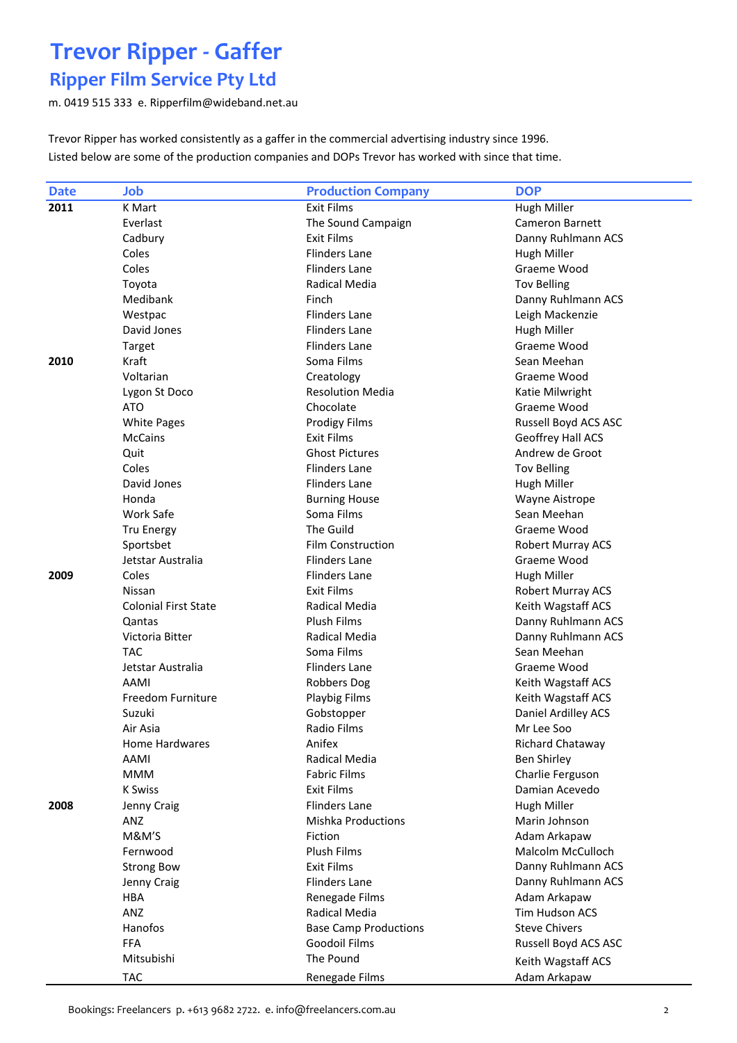# Trevor Ripper - Gaffer

## Ripper Film Service Pty Ltd

m. 0419 515 333  e. Ripperfilm@wideband.net.au

Trevor Ripper has worked consistently as a gaffer in the commercial advertising industry since 1996.
Listed below are some of the production companies and DOPs Trevor has worked with since that time.

| Date | Job | Production Company | DOP |
|---|---|---|---|
| **2011** | K Mart | Exit Films | Hugh Miller |
| | Everlast | The Sound Campaign | Cameron Barnett |
| | Cadbury | Exit Films | Danny Ruhlmann ACS |
| | Coles | Flinders Lane | Hugh Miller |
| | Coles | Flinders Lane | Graeme Wood |
| | Toyota | Radical Media | Tov Belling |
| | Medibank | Finch | Danny Ruhlmann ACS |
| | Westpac | Flinders Lane | Leigh Mackenzie |
| | David Jones | Flinders Lane | Hugh Miller |
| | Target | Flinders Lane | Graeme Wood |
| **2010** | Kraft | Soma Films | Sean Meehan |
| | Voltarian | Creatology | Graeme Wood |
| | Lygon St Doco | Resolution Media | Katie Milwright |
| | ATO | Chocolate | Graeme Wood |
| | White Pages | Prodigy Films | Russell Boyd ACS ASC |
| | McCains | Exit Films | Geoffrey Hall ACS |
| | Quit | Ghost Pictures | Andrew de Groot |
| | Coles | Flinders Lane | Tov Belling |
| | David Jones | Flinders Lane | Hugh Miller |
| | Honda | Burning House | Wayne Aistrope |
| | Work Safe | Soma Films | Sean Meehan |
| | Tru Energy | The Guild | Graeme Wood |
| | Sportsbet | Film Construction | Robert Murray ACS |
| | Jetstar Australia | Flinders Lane | Graeme Wood |
| **2009** | Coles | Flinders Lane | Hugh Miller |
| | Nissan | Exit Films | Robert Murray ACS |
| | Colonial First State | Radical Media | Keith Wagstaff ACS |
| | Qantas | Plush Films | Danny Ruhlmann ACS |
| | Victoria Bitter | Radical Media | Danny Ruhlmann ACS |
| | TAC | Soma Films | Sean Meehan |
| | Jetstar Australia | Flinders Lane | Graeme Wood |
| | AAMI | Robbers Dog | Keith Wagstaff ACS |
| | Freedom Furniture | Playbig Films | Keith Wagstaff ACS |
| | Suzuki | Gobstopper | Daniel Ardilley ACS |
| | Air Asia | Radio Films | Mr Lee Soo |
| | Home Hardwares | Anifex | Richard Chataway |
| | AAMI | Radical Media | Ben Shirley |
| | MMM | Fabric Films | Charlie Ferguson |
| | K Swiss | Exit Films | Damian Acevedo |
| **2008** | Jenny Craig | Flinders Lane | Hugh Miller |
| | ANZ | Mishka Productions | Marin Johnson |
| | M&M'S | Fiction | Adam Arkapaw |
| | Fernwood | Plush Films | Malcolm McCulloch |
| | Strong Bow | Exit Films | Danny Ruhlmann ACS |
| | Jenny Craig | Flinders Lane | Danny Ruhlmann ACS |
| | HBA | Renegade Films | Adam Arkapaw |
| | ANZ | Radical Media | Tim Hudson ACS |
| | Hanofos | Base Camp Productions | Steve Chivers |
| | FFA | Goodoil Films | Russell Boyd ACS ASC |
| | Mitsubishi | The Pound | Keith Wagstaff ACS |
| | TAC | Renegade Films | Adam Arkapaw |

Bookings: Freelancers p. +613 9682 2722. e. info@freelancers.com.au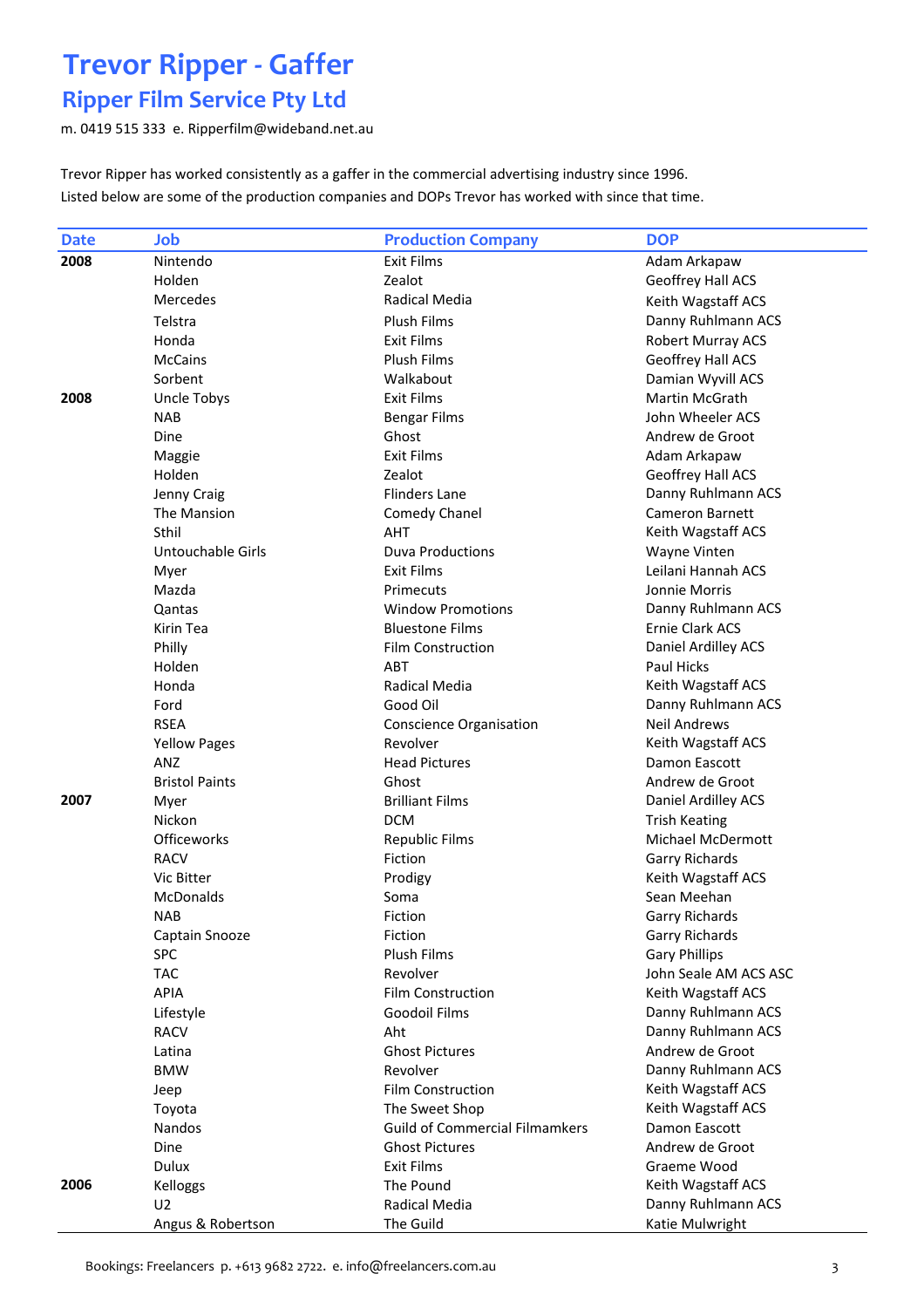# Trevor Ripper - Gaffer

## Ripper Film Service Pty Ltd

m. 0419 515 333 e. Ripperfilm@wideband.net.au

Trevor Ripper has worked consistently as a gaffer in the commercial advertising industry since 1996.
Listed below are some of the production companies and DOPs Trevor has worked with since that time.

| Date | Job | Production Company | DOP |
|---|---|---|---|
| **2008** | Nintendo | Exit Films | Adam Arkapaw |
| | Holden | Zealot | Geoffrey Hall ACS |
| | Mercedes | Radical Media | Keith Wagstaff ACS |
| | Telstra | Plush Films | Danny Ruhlmann ACS |
| | Honda | Exit Films | Robert Murray ACS |
| | McCains | Plush Films | Geoffrey Hall ACS |
| | Sorbent | Walkabout | Damian Wyvill ACS |
| **2008** | Uncle Tobys | Exit Films | Martin McGrath |
| | NAB | Bengar Films | John Wheeler ACS |
| | Dine | Ghost | Andrew de Groot |
| | Maggie | Exit Films | Adam Arkapaw |
| | Holden | Zealot | Geoffrey Hall ACS |
| | Jenny Craig | Flinders Lane | Danny Ruhlmann ACS |
| | The Mansion | Comedy Chanel | Cameron Barnett |
| | Sthil | AHT | Keith Wagstaff ACS |
| | Untouchable Girls | Duva Productions | Wayne Vinten |
| | Myer | Exit Films | Leilani Hannah ACS |
| | Mazda | Primecuts | Jonnie Morris |
| | Qantas | Window Promotions | Danny Ruhlmann ACS |
| | Kirin Tea | Bluestone Films | Ernie Clark ACS |
| | Philly | Film Construction | Daniel Ardilley ACS |
| | Holden | ABT | Paul Hicks |
| | Honda | Radical Media | Keith Wagstaff ACS |
| | Ford | Good Oil | Danny Ruhlmann ACS |
| | RSEA | Conscience Organisation | Neil Andrews |
| | Yellow Pages | Revolver | Keith Wagstaff ACS |
| | ANZ | Head Pictures | Damon Eascott |
| | Bristol Paints | Ghost | Andrew de Groot |
| **2007** | Myer | Brilliant Films | Daniel Ardilley ACS |
| | Nickon | DCM | Trish Keating |
| | Officeworks | Republic Films | Michael McDermott |
| | RACV | Fiction | Garry Richards |
| | Vic Bitter | Prodigy | Keith Wagstaff ACS |
| | McDonalds | Soma | Sean Meehan |
| | NAB | Fiction | Garry Richards |
| | Captain Snooze | Fiction | Garry Richards |
| | SPC | Plush Films | Gary Phillips |
| | TAC | Revolver | John Seale AM ACS ASC |
| | APIA | Film Construction | Keith Wagstaff ACS |
| | Lifestyle | Goodoil Films | Danny Ruhlmann ACS |
| | RACV | Aht | Danny Ruhlmann ACS |
| | Latina | Ghost Pictures | Andrew de Groot |
| | BMW | Revolver | Danny Ruhlmann ACS |
| | Jeep | Film Construction | Keith Wagstaff ACS |
| | Toyota | The Sweet Shop | Keith Wagstaff ACS |
| | Nandos | Guild of Commercial Filmamkers | Damon Eascott |
| | Dine | Ghost Pictures | Andrew de Groot |
| | Dulux | Exit Films | Graeme Wood |
| **2006** | Kelloggs | The Pound | Keith Wagstaff ACS |
| | U2 | Radical Media | Danny Ruhlmann ACS |
| | Angus & Robertson | The Guild | Katie Mulwright |

Bookings: Freelancers p. +613 9682 2722. e. info@freelancers.com.au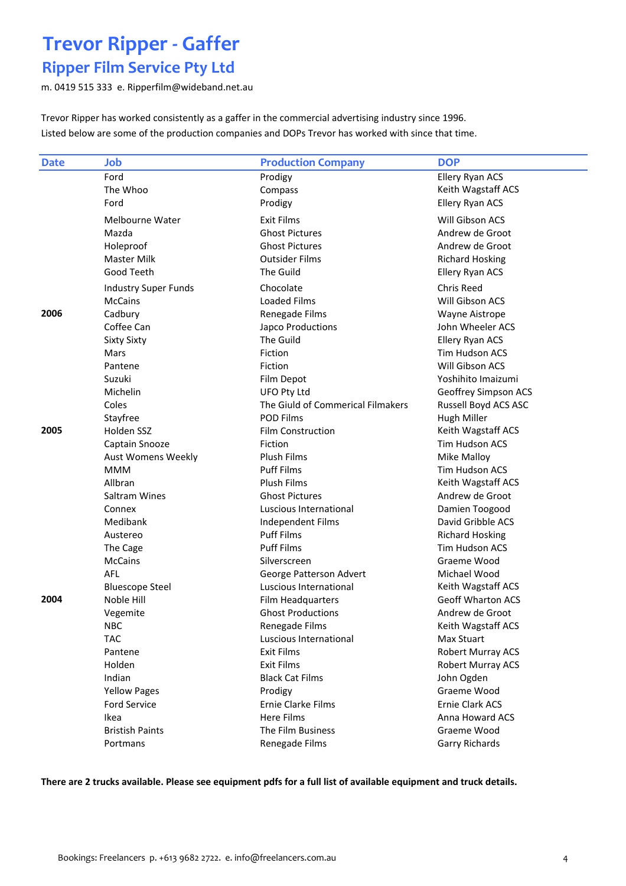# Trevor Ripper - Gaffer

## Ripper Film Service Pty Ltd

m. 0419 515 333 e. Ripperfilm@wideband.net.au

Trevor Ripper has worked consistently as a gaffer in the commercial advertising industry since 1996.
Listed below are some of the production companies and DOPs Trevor has worked with since that time.

| Date | Job | Production Company | DOP |
|---|---|---|---|
| | Ford | Prodigy | Ellery Ryan ACS |
| | The Whoo | Compass | Keith Wagstaff ACS |
| | Ford | Prodigy | Ellery Ryan ACS |
| | Melbourne Water | Exit Films | Will Gibson ACS |
| | Mazda | Ghost Pictures | Andrew de Groot |
| | Holeproof | Ghost Pictures | Andrew de Groot |
| | Master Milk | Outsider Films | Richard Hosking |
| | Good Teeth | The Guild | Ellery Ryan ACS |
| | Industry Super Funds | Chocolate | Chris Reed |
| | McCains | Loaded Films | Will Gibson ACS |
| 2006 | Cadbury | Renegade Films | Wayne Aistrope |
| | Coffee Can | Japco Productions | John Wheeler ACS |
| | Sixty Sixty | The Guild | Ellery Ryan ACS |
| | Mars | Fiction | Tim Hudson ACS |
| | Pantene | Fiction | Will Gibson ACS |
| | Suzuki | Film Depot | Yoshihito Imaizumi |
| | Michelin | UFO Pty Ltd | Geoffrey Simpson ACS |
| | Coles | The Giuld of Commerical Filmakers | Russell Boyd ACS ASC |
| | Stayfree | POD Films | Hugh Miller |
| 2005 | Holden SSZ | Film Construction | Keith Wagstaff ACS |
| | Captain Snooze | Fiction | Tim Hudson ACS |
| | Aust Womens Weekly | Plush Films | Mike Malloy |
| | MMM | Puff Films | Tim Hudson ACS |
| | Allbran | Plush Films | Keith Wagstaff ACS |
| | Saltram Wines | Ghost Pictures | Andrew de Groot |
| | Connex | Luscious International | Damien Toogood |
| | Medibank | Independent Films | David Gribble ACS |
| | Austereo | Puff Films | Richard Hosking |
| | The Cage | Puff Films | Tim Hudson ACS |
| | McCains | Silverscreen | Graeme Wood |
| | AFL | George Patterson Advert | Michael Wood |
| | Bluescope Steel | Luscious International | Keith Wagstaff ACS |
| 2004 | Noble Hill | Film Headquarters | Geoff Wharton ACS |
| | Vegemite | Ghost Productions | Andrew de Groot |
| | NBC | Renegade Films | Keith Wagstaff ACS |
| | TAC | Luscious International | Max Stuart |
| | Pantene | Exit Films | Robert Murray ACS |
| | Holden | Exit Films | Robert Murray ACS |
| | Indian | Black Cat Films | John Ogden |
| | Yellow Pages | Prodigy | Graeme Wood |
| | Ford Service | Ernie Clarke Films | Ernie Clark ACS |
| | Ikea | Here Films | Anna Howard ACS |
| | Bristish Paints | The Film Business | Graeme Wood |
| | Portmans | Renegade Films | Garry Richards |

**There are 2 trucks available. Please see equipment pdfs for a full list of available equipment and truck details.**

Bookings: Freelancers p. +613 9682 2722. e. info@freelancers.com.au